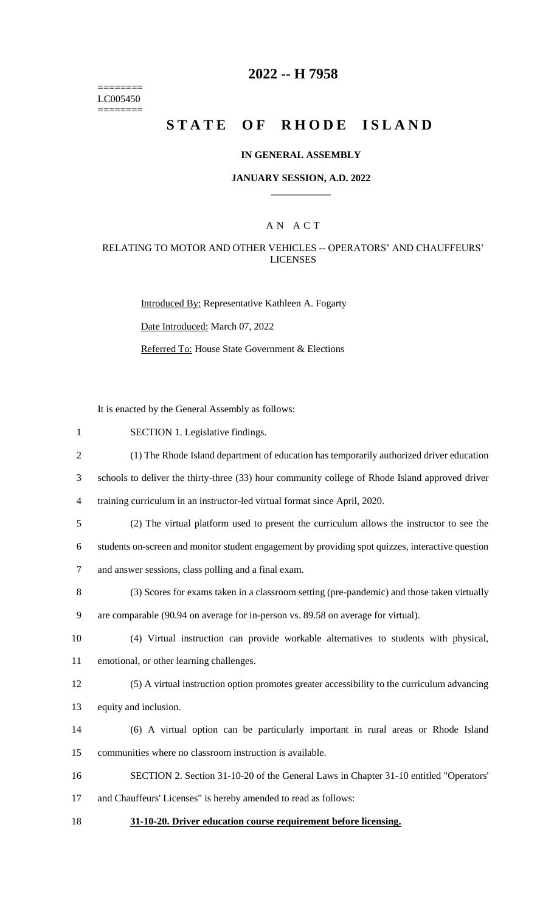======== LC005450 ========

# 2022 -- H 7958

# STATE OF RHODE ISLAND

### IN GENERAL ASSEMBLY

### JANUARY SESSION, A.D. 2022

## A N A C T

### RELATING TO MOTOR AND OTHER VEHICLES -- OPERATORS' AND CHAUFFEURS' LICENSES

Introduced By: Representative Kathleen A. Fogarty

Date Introduced: March 07, 2022

Referred To: House State Government & Elections

It is enacted by the General Assembly as follows:

SECTION 1. Legislative findings.

(1) The Rhode Island department of education has temporarily authorized driver education schools to deliver the thirty-three (33) hour community college of Rhode Island approved driver training curriculum in an instructor-led virtual format since April, 2020.

(2) The virtual platform used to present the curriculum allows the instructor to see the students on-screen and monitor student engagement by providing spot quizzes, interactive question and answer sessions, class polling and a final exam.

(3) Scores for exams taken in a classroom setting (pre-pandemic) and those taken virtually are comparable (90.94 on average for in-person vs. 89.58 on average for virtual).

(4) Virtual instruction can provide workable alternatives to students with physical, emotional, or other learning challenges.

(5) A virtual instruction option promotes greater accessibility to the curriculum advancing equity and inclusion.

(6) A virtual option can be particularly important in rural areas or Rhode Island communities where no classroom instruction is available.

SECTION 2. Section 31-10-20 of the General Laws in Chapter 31-10 entitled "Operators' and Chauffeurs' Licenses" is hereby amended to read as follows:

**31-10-20. Driver education course requirement before licensing.**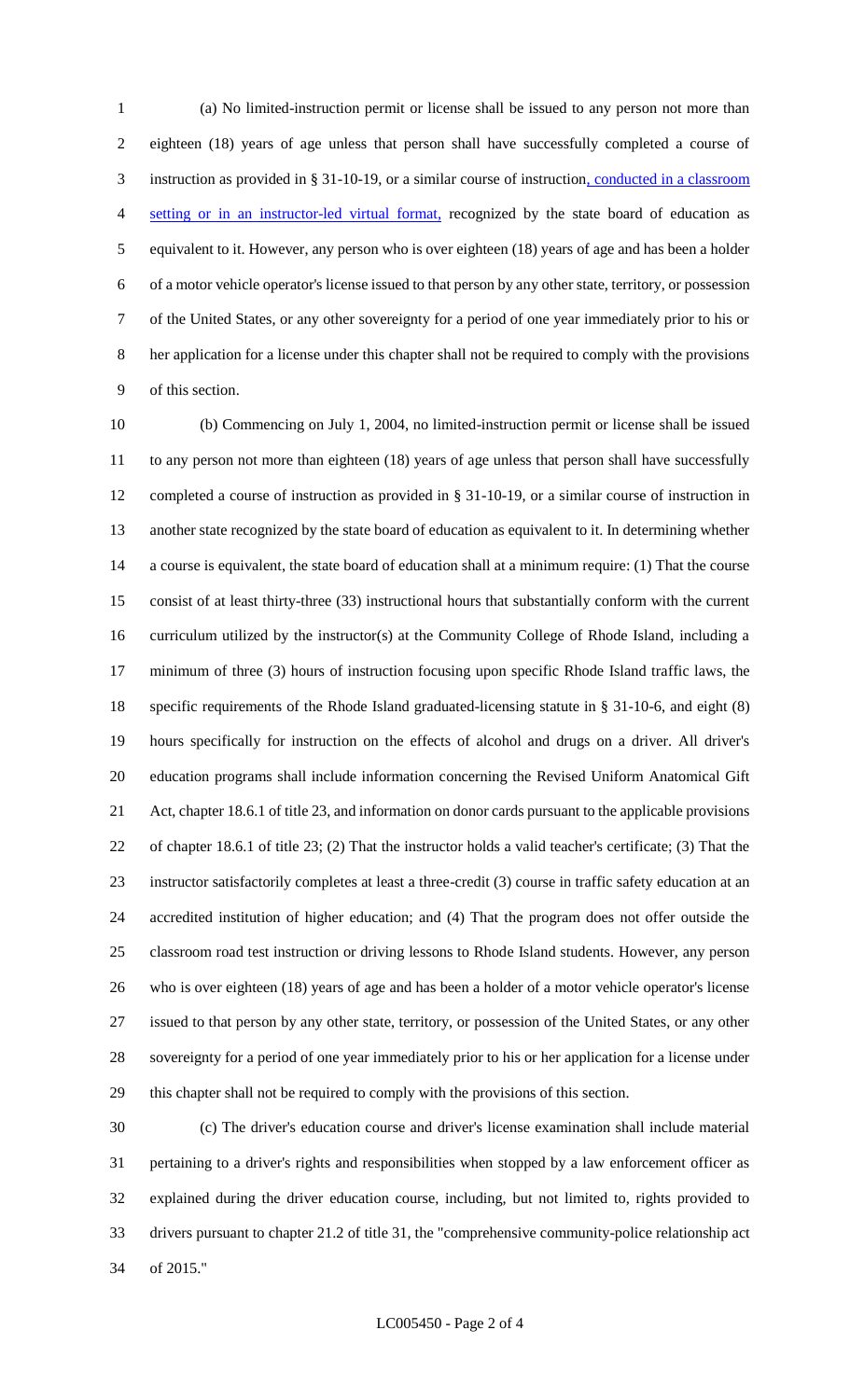(a) No limited-instruction permit or license shall be issued to any person not more than eighteen (18) years of age unless that person shall have successfully completed a course of instruction as provided in § 31-10-19, or a similar course of instruction, conducted in a classroom setting or in an instructor-led virtual format, recognized by the state board of education as equivalent to it. However, any person who is over eighteen (18) years of age and has been a holder of a motor vehicle operator's license issued to that person by any other state, territory, or possession of the United States, or any other sovereignty for a period of one year immediately prior to his or her application for a license under this chapter shall not be required to comply with the provisions of this section.

(b) Commencing on July 1, 2004, no limited-instruction permit or license shall be issued to any person not more than eighteen (18) years of age unless that person shall have successfully completed a course of instruction as provided in § 31-10-19, or a similar course of instruction in another state recognized by the state board of education as equivalent to it. In determining whether a course is equivalent, the state board of education shall at a minimum require: (1) That the course consist of at least thirty-three (33) instructional hours that substantially conform with the current curriculum utilized by the instructor(s) at the Community College of Rhode Island, including a minimum of three (3) hours of instruction focusing upon specific Rhode Island traffic laws, the specific requirements of the Rhode Island graduated-licensing statute in § 31-10-6, and eight (8) hours specifically for instruction on the effects of alcohol and drugs on a driver. All driver's education programs shall include information concerning the Revised Uniform Anatomical Gift Act, chapter 18.6.1 of title 23, and information on donor cards pursuant to the applicable provisions of chapter 18.6.1 of title 23; (2) That the instructor holds a valid teacher's certificate; (3) That the instructor satisfactorily completes at least a three-credit (3) course in traffic safety education at an accredited institution of higher education; and (4) That the program does not offer outside the classroom road test instruction or driving lessons to Rhode Island students. However, any person who is over eighteen (18) years of age and has been a holder of a motor vehicle operator's license issued to that person by any other state, territory, or possession of the United States, or any other sovereignty for a period of one year immediately prior to his or her application for a license under this chapter shall not be required to comply with the provisions of this section.

(c) The driver's education course and driver's license examination shall include material pertaining to a driver's rights and responsibilities when stopped by a law enforcement officer as explained during the driver education course, including, but not limited to, rights provided to drivers pursuant to chapter 21.2 of title 31, the "comprehensive community-police relationship act of 2015."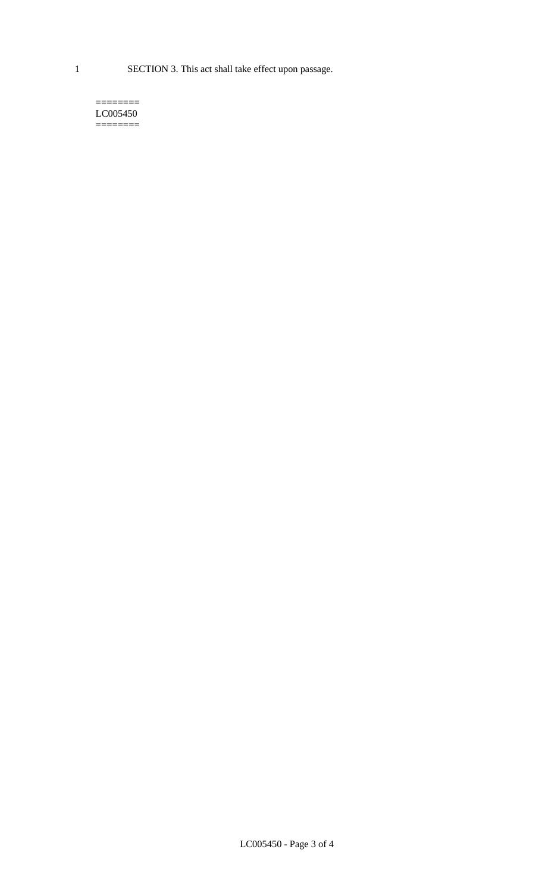1 SECTION 3. This act shall take effect upon passage.

========
LC005450
========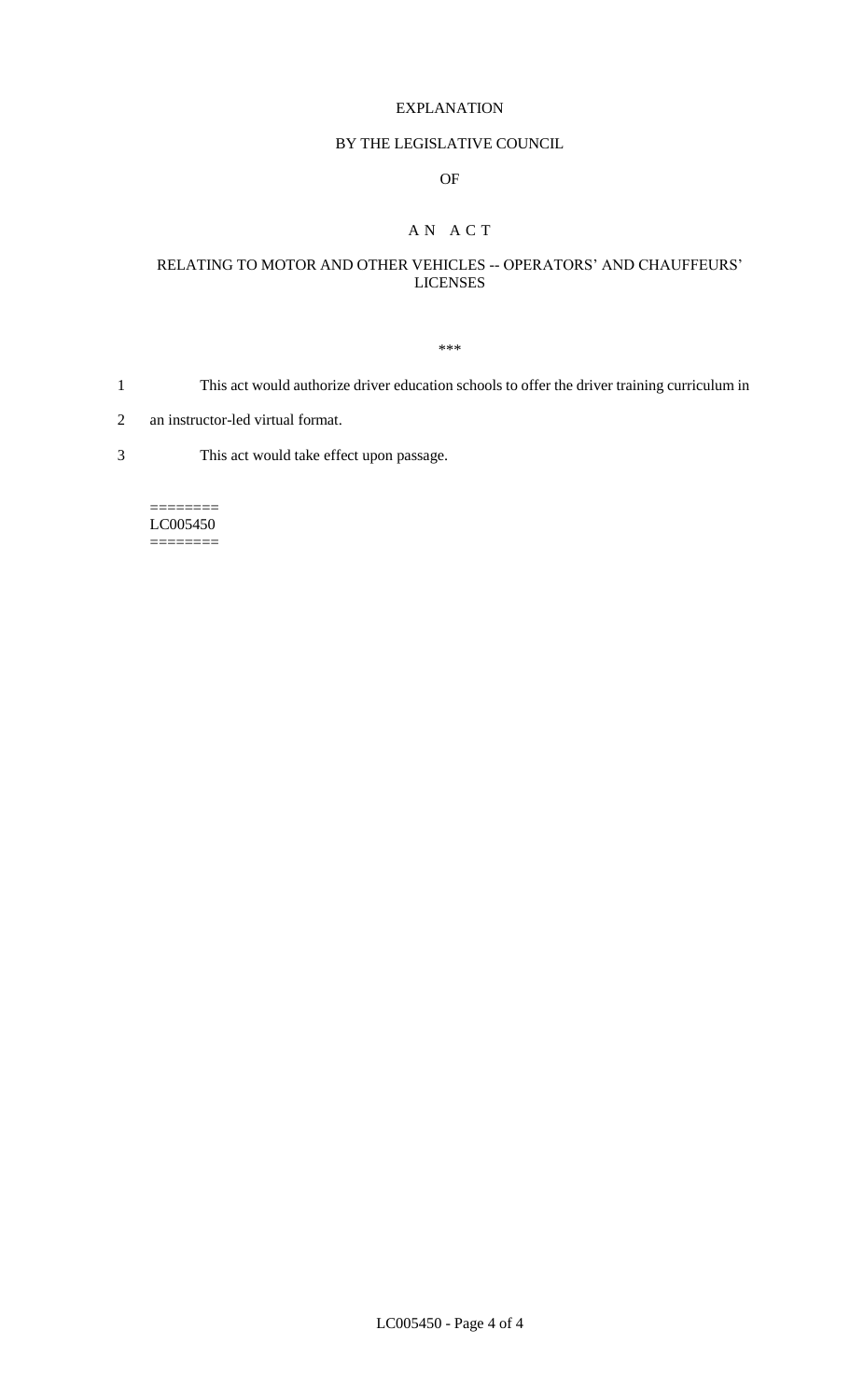# EXPLANATION

## BY THE LEGISLATIVE COUNCIL

## OF

## A N A C T

## RELATING TO MOTOR AND OTHER VEHICLES -- OPERATORS' AND CHAUFFEURS' LICENSES

\*\*\*

1 This act would authorize driver education schools to offer the driver training curriculum in

2 an instructor-led virtual format.

3 This act would take effect upon passage.

========
LC005450
========